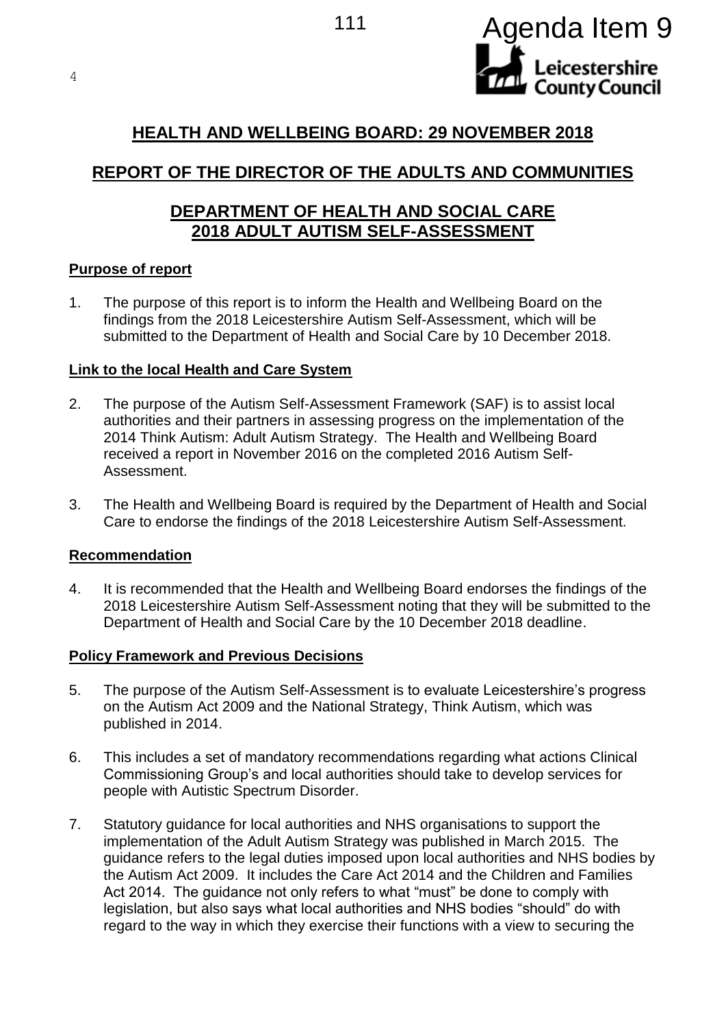Agenda Item 9

Leicestershire County Council

# HEALTH AND WELLBEING BOARD: 29 NOVEMBER 2018

## REPORT OF THE DIRECTOR OF THE ADULTS AND COMMUNITIES

## DEPARTMENT OF HEALTH AND SOCIAL CARE 2018 ADULT AUTISM SELF-ASSESSMENT

### Purpose of report

1. The purpose of this report is to inform the Health and Wellbeing Board on the findings from the 2018 Leicestershire Autism Self-Assessment, which will be submitted to the Department of Health and Social Care by 10 December 2018.

### Link to the local Health and Care System

2. The purpose of the Autism Self-Assessment Framework (SAF) is to assist local authorities and their partners in assessing progress on the implementation of the 2014 Think Autism: Adult Autism Strategy. The Health and Wellbeing Board received a report in November 2016 on the completed 2016 Autism Self-Assessment.

3. The Health and Wellbeing Board is required by the Department of Health and Social Care to endorse the findings of the 2018 Leicestershire Autism Self-Assessment.

### Recommendation

4. It is recommended that the Health and Wellbeing Board endorses the findings of the 2018 Leicestershire Autism Self-Assessment noting that they will be submitted to the Department of Health and Social Care by the 10 December 2018 deadline.

### Policy Framework and Previous Decisions

5. The purpose of the Autism Self-Assessment is to evaluate Leicestershire's progress on the Autism Act 2009 and the National Strategy, Think Autism, which was published in 2014.

6. This includes a set of mandatory recommendations regarding what actions Clinical Commissioning Group's and local authorities should take to develop services for people with Autistic Spectrum Disorder.

7. Statutory guidance for local authorities and NHS organisations to support the implementation of the Adult Autism Strategy was published in March 2015. The guidance refers to the legal duties imposed upon local authorities and NHS bodies by the Autism Act 2009. It includes the Care Act 2014 and the Children and Families Act 2014. The guidance not only refers to what "must" be done to comply with legislation, but also says what local authorities and NHS bodies "should" do with regard to the way in which they exercise their functions with a view to securing the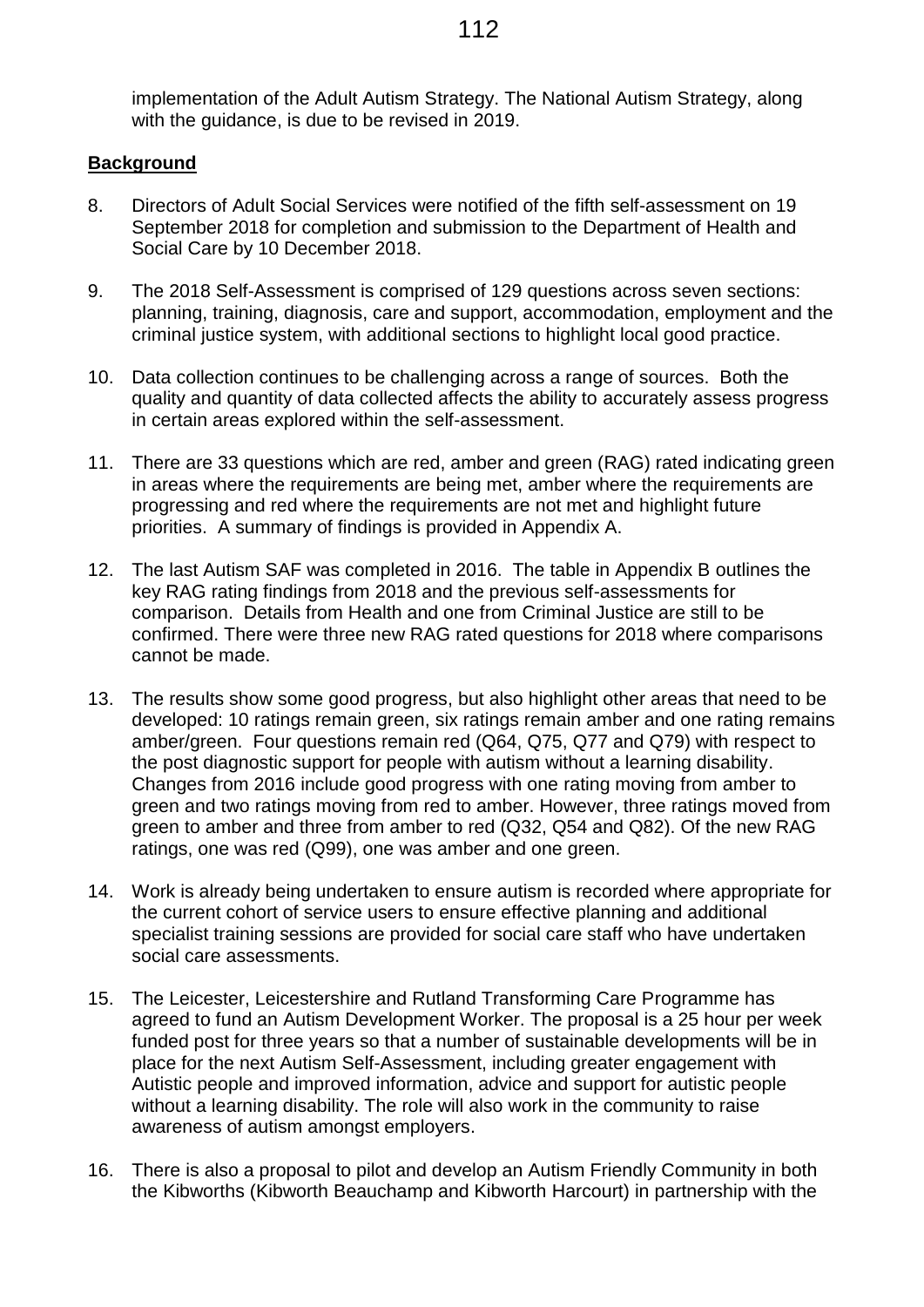implementation of the Adult Autism Strategy. The National Autism Strategy, along with the guidance, is due to be revised in 2019.

## Background

8. Directors of Adult Social Services were notified of the fifth self-assessment on 19 September 2018 for completion and submission to the Department of Health and Social Care by 10 December 2018.

9. The 2018 Self-Assessment is comprised of 129 questions across seven sections: planning, training, diagnosis, care and support, accommodation, employment and the criminal justice system, with additional sections to highlight local good practice.

10. Data collection continues to be challenging across a range of sources. Both the quality and quantity of data collected affects the ability to accurately assess progress in certain areas explored within the self-assessment.

11. There are 33 questions which are red, amber and green (RAG) rated indicating green in areas where the requirements are being met, amber where the requirements are progressing and red where the requirements are not met and highlight future priorities. A summary of findings is provided in Appendix A.

12. The last Autism SAF was completed in 2016. The table in Appendix B outlines the key RAG rating findings from 2018 and the previous self-assessments for comparison. Details from Health and one from Criminal Justice are still to be confirmed. There were three new RAG rated questions for 2018 where comparisons cannot be made.

13. The results show some good progress, but also highlight other areas that need to be developed: 10 ratings remain green, six ratings remain amber and one rating remains amber/green. Four questions remain red (Q64, Q75, Q77 and Q79) with respect to the post diagnostic support for people with autism without a learning disability. Changes from 2016 include good progress with one rating moving from amber to green and two ratings moving from red to amber. However, three ratings moved from green to amber and three from amber to red (Q32, Q54 and Q82). Of the new RAG ratings, one was red (Q99), one was amber and one green.

14. Work is already being undertaken to ensure autism is recorded where appropriate for the current cohort of service users to ensure effective planning and additional specialist training sessions are provided for social care staff who have undertaken social care assessments.

15. The Leicester, Leicestershire and Rutland Transforming Care Programme has agreed to fund an Autism Development Worker. The proposal is a 25 hour per week funded post for three years so that a number of sustainable developments will be in place for the next Autism Self-Assessment, including greater engagement with Autistic people and improved information, advice and support for autistic people without a learning disability. The role will also work in the community to raise awareness of autism amongst employers.

16. There is also a proposal to pilot and develop an Autism Friendly Community in both the Kibworths (Kibworth Beauchamp and Kibworth Harcourt) in partnership with the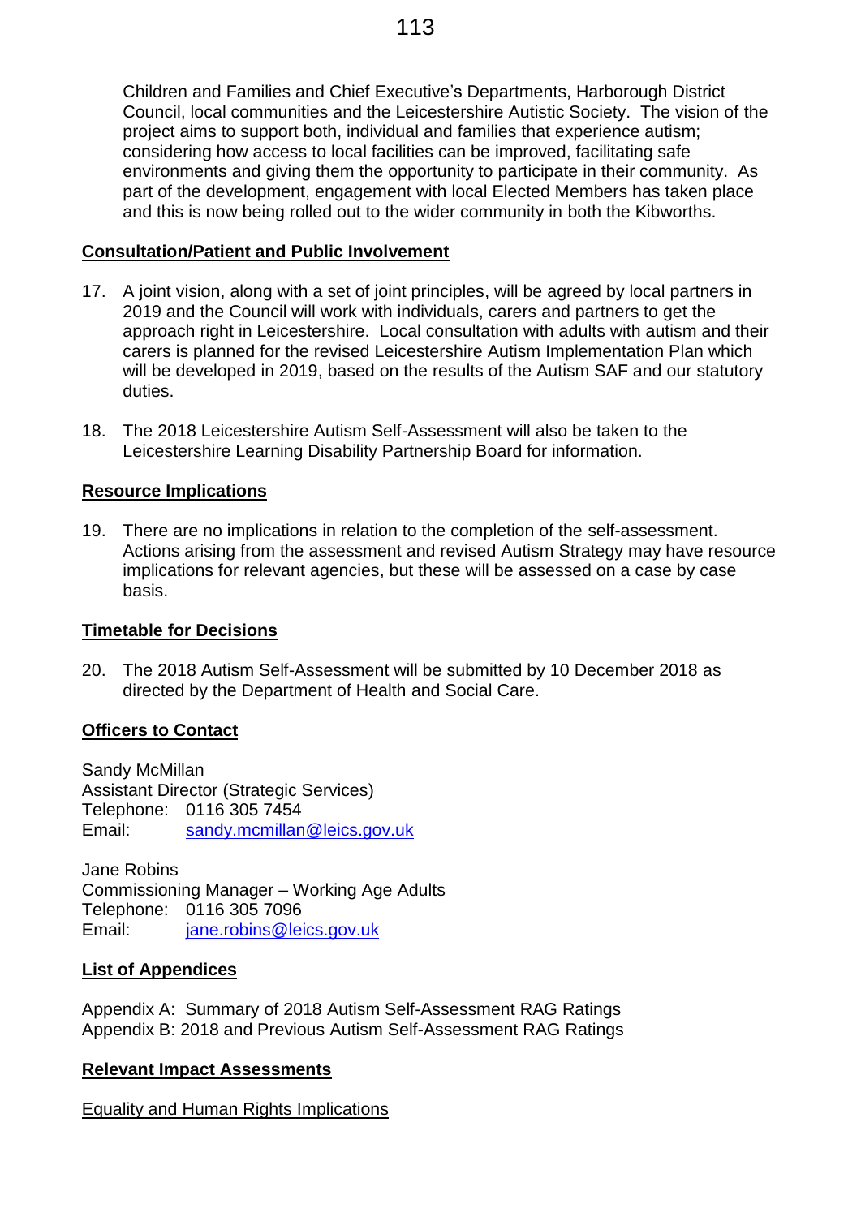Children and Families and Chief Executive's Departments, Harborough District Council, local communities and the Leicestershire Autistic Society. The vision of the project aims to support both, individual and families that experience autism; considering how access to local facilities can be improved, facilitating safe environments and giving them the opportunity to participate in their community. As part of the development, engagement with local Elected Members has taken place and this is now being rolled out to the wider community in both the Kibworths.

## Consultation/Patient and Public Involvement

17. A joint vision, along with a set of joint principles, will be agreed by local partners in 2019 and the Council will work with individuals, carers and partners to get the approach right in Leicestershire. Local consultation with adults with autism and their carers is planned for the revised Leicestershire Autism Implementation Plan which will be developed in 2019, based on the results of the Autism SAF and our statutory duties.

18. The 2018 Leicestershire Autism Self-Assessment will also be taken to the Leicestershire Learning Disability Partnership Board for information.

## Resource Implications

19. There are no implications in relation to the completion of the self-assessment. Actions arising from the assessment and revised Autism Strategy may have resource implications for relevant agencies, but these will be assessed on a case by case basis.

## Timetable for Decisions

20. The 2018 Autism Self-Assessment will be submitted by 10 December 2018 as directed by the Department of Health and Social Care.

## Officers to Contact

Sandy McMillan
Assistant Director (Strategic Services)
Telephone: 0116 305 7454
Email: sandy.mcmillan@leics.gov.uk

Jane Robins
Commissioning Manager – Working Age Adults
Telephone: 0116 305 7096
Email: jane.robins@leics.gov.uk

## List of Appendices

Appendix A: Summary of 2018 Autism Self-Assessment RAG Ratings
Appendix B: 2018 and Previous Autism Self-Assessment RAG Ratings

## Relevant Impact Assessments

Equality and Human Rights Implications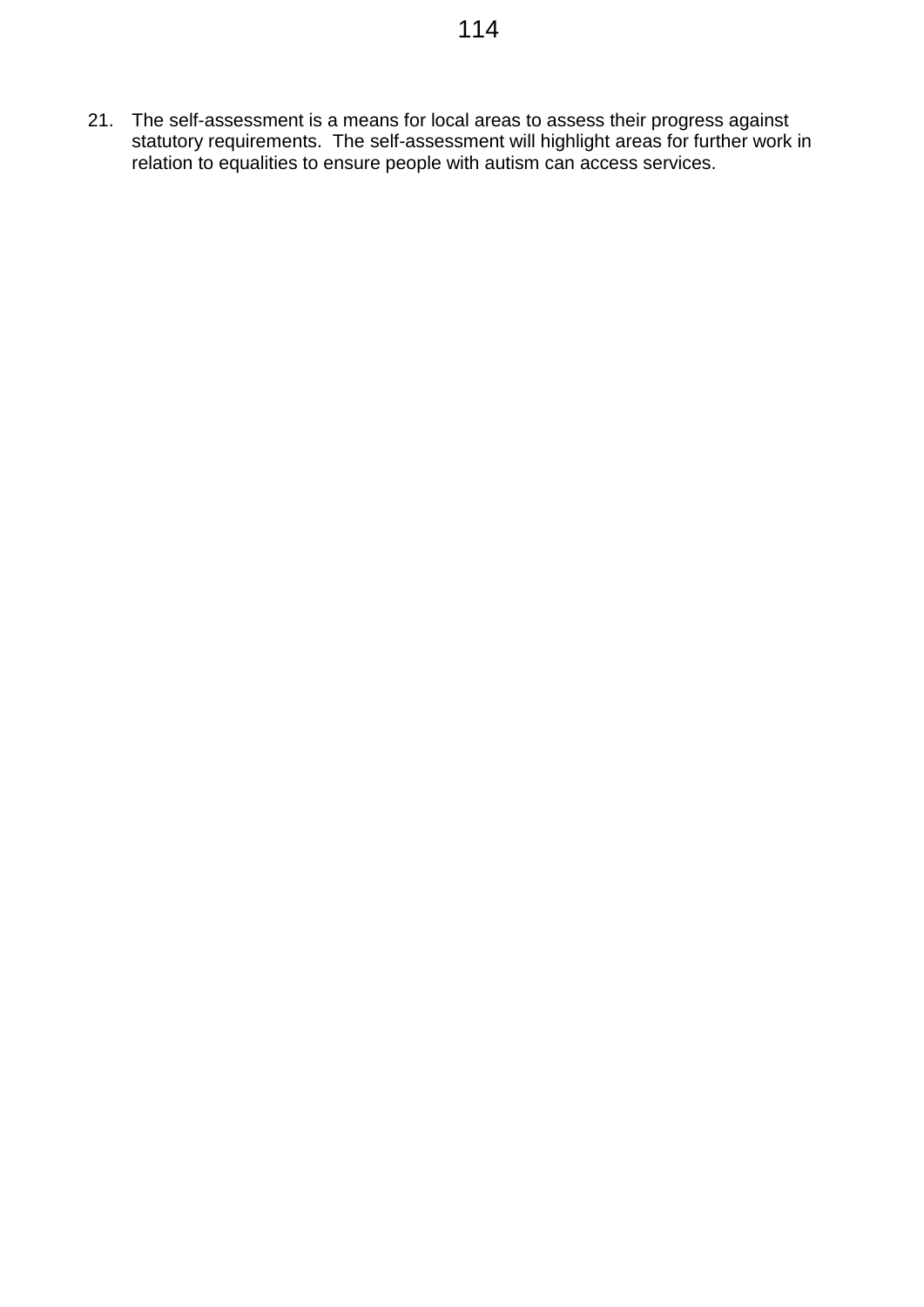21. The self-assessment is a means for local areas to assess their progress against statutory requirements. The self-assessment will highlight areas for further work in relation to equalities to ensure people with autism can access services.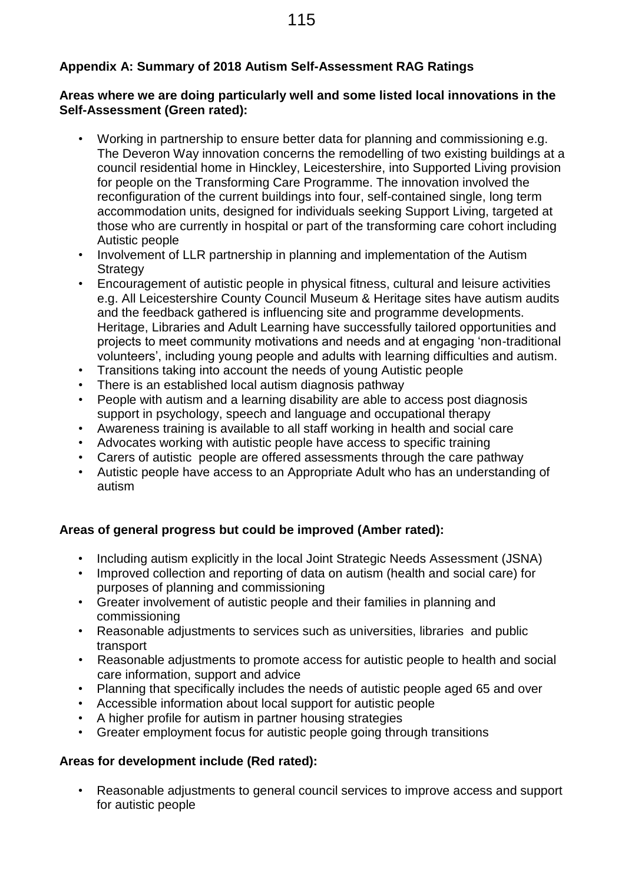## Appendix A: Summary of 2018 Autism Self-Assessment RAG Ratings

**Areas where we are doing particularly well and some listed local innovations in the Self-Assessment (Green rated):**

- Working in partnership to ensure better data for planning and commissioning e.g. The Deveron Way innovation concerns the remodelling of two existing buildings at a council residential home in Hinckley, Leicestershire, into Supported Living provision for people on the Transforming Care Programme. The innovation involved the reconfiguration of the current buildings into four, self-contained single, long term accommodation units, designed for individuals seeking Support Living, targeted at those who are currently in hospital or part of the transforming care cohort including Autistic people
- Involvement of LLR partnership in planning and implementation of the Autism Strategy
- Encouragement of autistic people in physical fitness, cultural and leisure activities e.g. All Leicestershire County Council Museum & Heritage sites have autism audits and the feedback gathered is influencing site and programme developments. Heritage, Libraries and Adult Learning have successfully tailored opportunities and projects to meet community motivations and needs and at engaging 'non-traditional volunteers', including young people and adults with learning difficulties and autism.
- Transitions taking into account the needs of young Autistic people
- There is an established local autism diagnosis pathway
- People with autism and a learning disability are able to access post diagnosis support in psychology, speech and language and occupational therapy
- Awareness training is available to all staff working in health and social care
- Advocates working with autistic people have access to specific training
- Carers of autistic people are offered assessments through the care pathway
- Autistic people have access to an Appropriate Adult who has an understanding of autism

**Areas of general progress but could be improved (Amber rated):**

- Including autism explicitly in the local Joint Strategic Needs Assessment (JSNA)
- Improved collection and reporting of data on autism (health and social care) for purposes of planning and commissioning
- Greater involvement of autistic people and their families in planning and commissioning
- Reasonable adjustments to services such as universities, libraries and public transport
- Reasonable adjustments to promote access for autistic people to health and social care information, support and advice
- Planning that specifically includes the needs of autistic people aged 65 and over
- Accessible information about local support for autistic people
- A higher profile for autism in partner housing strategies
- Greater employment focus for autistic people going through transitions

**Areas for development include (Red rated):**

- Reasonable adjustments to general council services to improve access and support for autistic people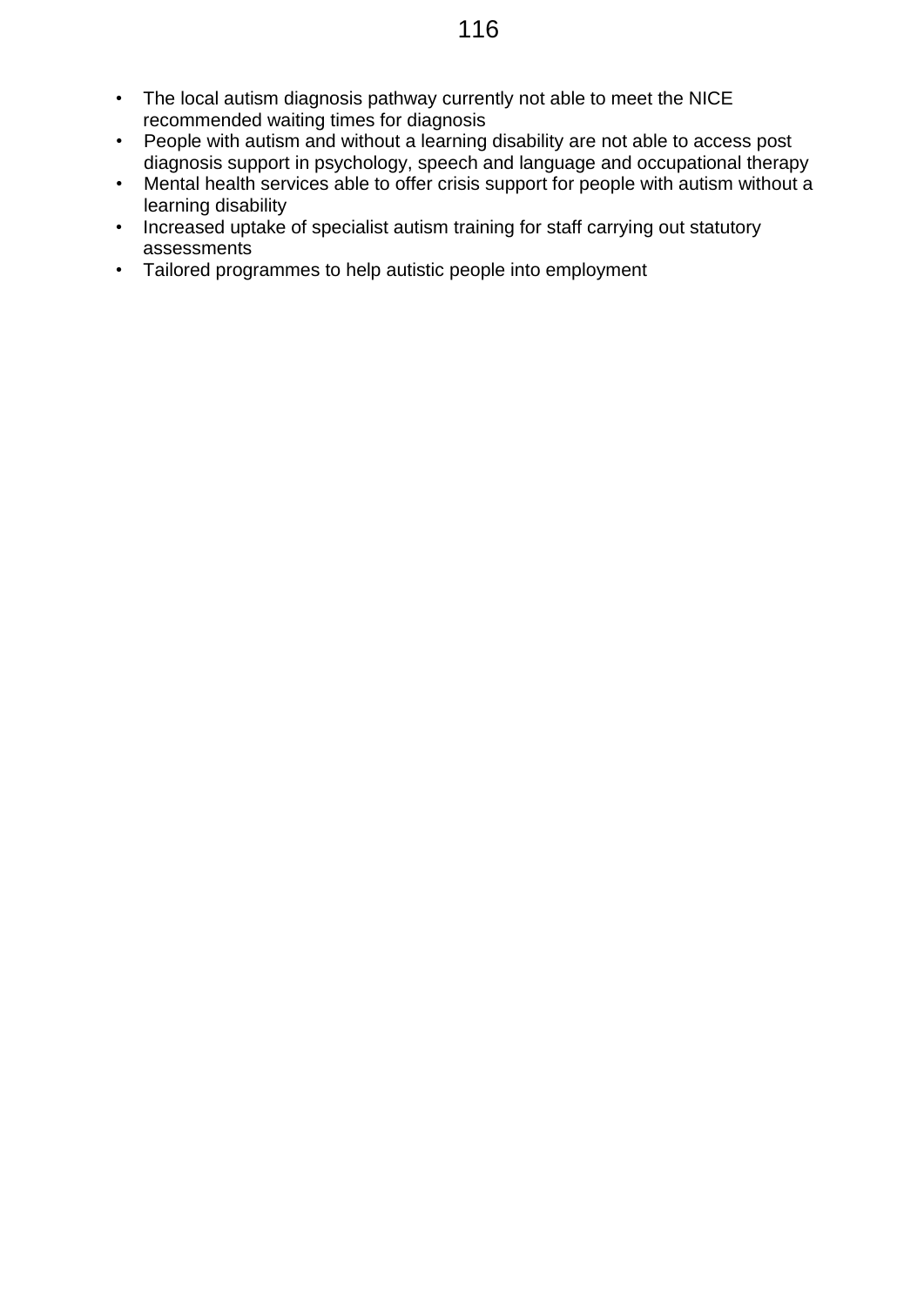- The local autism diagnosis pathway currently not able to meet the NICE recommended waiting times for diagnosis
- People with autism and without a learning disability are not able to access post diagnosis support in psychology, speech and language and occupational therapy
- Mental health services able to offer crisis support for people with autism without a learning disability
- Increased uptake of specialist autism training for staff carrying out statutory assessments
- Tailored programmes to help autistic people into employment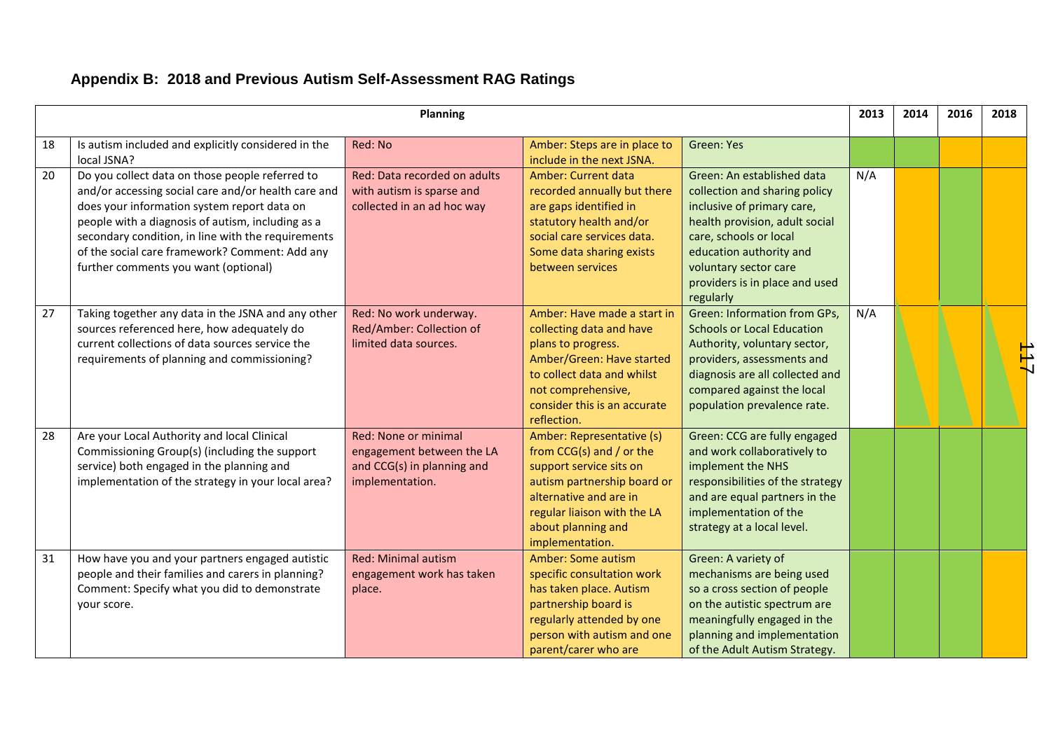## Appendix B: 2018 and Previous Autism Self-Assessment RAG Ratings

| | Planning | | | | 2013 | 2014 | 2016 | 2018 |
|---|---|---|---|---|---|---|---|---|
| 18 | Is autism included and explicitly considered in the local JSNA? | Red: No | Amber: Steps are in place to include in the next JSNA. | Green: Yes | Green | Green | Amber | Amber |
| 20 | Do you collect data on those people referred to and/or accessing social care and/or health care and does your information system report data on people with a diagnosis of autism, including as a secondary condition, in line with the requirements of the social care framework? Comment: Add any further comments you want (optional) | Red: Data recorded on adults with autism is sparse and collected in an ad hoc way | Amber: Current data recorded annually but there are gaps identified in statutory health and/or social care services data. Some data sharing exists between services | Green: An established data collection and sharing policy inclusive of primary care, health provision, adult social care, schools or local education authority and voluntary sector care providers is in place and used regularly | N/A | Amber | Green | Amber |
| 27 | Taking together any data in the JSNA and any other sources referenced here, how adequately do current collections of data sources service the requirements of planning and commissioning? | Red: No work underway. Red/Amber: Collection of limited data sources. | Amber: Have made a start in collecting data and have plans to progress. Amber/Green: Have started to collect data and whilst not comprehensive, consider this is an accurate reflection. | Green: Information from GPs, Schools or Local Education Authority, voluntary sector, providers, assessments and diagnosis are all collected and compared against the local population prevalence rate. | N/A | Amber/Green | Amber/Green | Amber/Green |
| 28 | Are your Local Authority and local Clinical Commissioning Group(s) (including the support service) both engaged in the planning and implementation of the strategy in your local area? | Red: None or minimal engagement between the LA and CCG(s) in planning and implementation. | Amber: Representative (s) from CCG(s) and / or the support service sits on autism partnership board or alternative and are in regular liaison with the LA about planning and implementation. | Green: CCG are fully engaged and work collaboratively to implement the NHS responsibilities of the strategy and are equal partners in the implementation of the strategy at a local level. | Green | Green | Green | Green |
| 31 | How have you and your partners engaged autistic people and their families and carers in planning? Comment: Specify what you did to demonstrate your score. | Red: Minimal autism engagement work has taken place. | Amber: Some autism specific consultation work has taken place. Autism partnership board is regularly attended by one person with autism and one parent/carer who are | Green: A variety of mechanisms are being used so a cross section of people on the autistic spectrum are meaningfully engaged in the planning and implementation of the Adult Autism Strategy. | Green | Green | Green | Amber |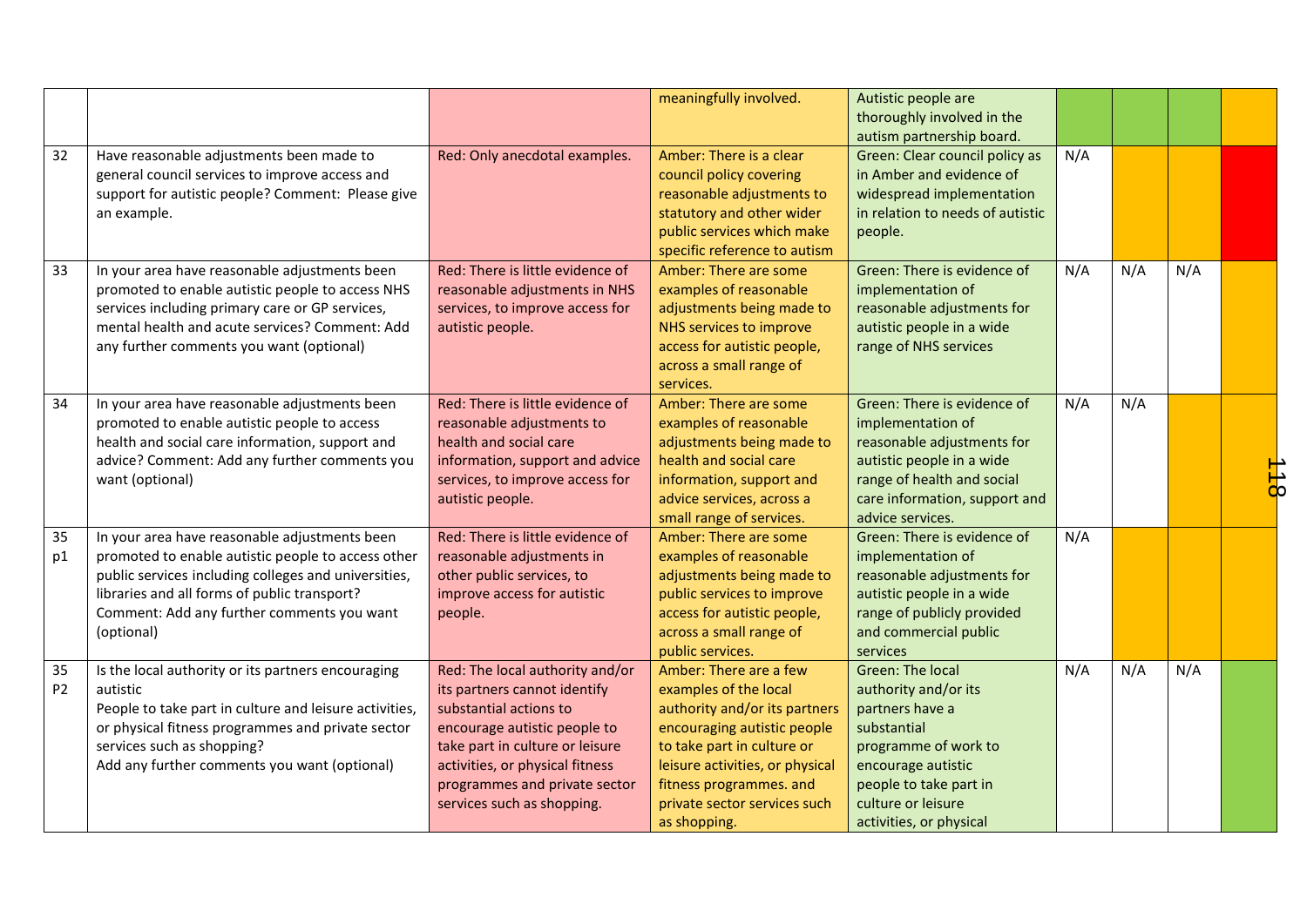|  |  |  | meaningfully involved. | Autistic people are thoroughly involved in the autism partnership board. |  |  |  |  |
|---|---|---|---|---|---|---|---|---|
| 32 | Have reasonable adjustments been made to general council services to improve access and support for autistic people? Comment: Please give an example. | Red: Only anecdotal examples. | Amber: There is a clear council policy covering reasonable adjustments to statutory and other wider public services which make specific reference to autism | Green: Clear council policy as in Amber and evidence of widespread implementation in relation to needs of autistic people. | N/A |  |  |  |
| 33 | In your area have reasonable adjustments been promoted to enable autistic people to access NHS services including primary care or GP services, mental health and acute services? Comment: Add any further comments you want (optional) | Red: There is little evidence of reasonable adjustments in NHS services, to improve access for autistic people. | Amber: There are some examples of reasonable adjustments being made to NHS services to improve access for autistic people, across a small range of services. | Green: There is evidence of implementation of reasonable adjustments for autistic people in a wide range of NHS services | N/A | N/A | N/A |  |
| 34 | In your area have reasonable adjustments been promoted to enable autistic people to access health and social care information, support and advice? Comment: Add any further comments you want (optional) | Red: There is little evidence of reasonable adjustments to health and social care information, support and advice services, to improve access for autistic people. | Amber: There are some examples of reasonable adjustments being made to health and social care information, support and advice services, across a small range of services. | Green: There is evidence of implementation of reasonable adjustments for autistic people in a wide range of health and social care information, support and advice services. | N/A | N/A |  |  |
| 35 p1 | In your area have reasonable adjustments been promoted to enable autistic people to access other public services including colleges and universities, libraries and all forms of public transport? Comment: Add any further comments you want (optional) | Red: There is little evidence of reasonable adjustments in other public services, to improve access for autistic people. | Amber: There are some examples of reasonable adjustments being made to public services to improve access for autistic people, across a small range of public services. | Green: There is evidence of implementation of reasonable adjustments for autistic people in a wide range of publicly provided and commercial public services | N/A |  |  |  |
| 35 P2 | Is the local authority or its partners encouraging autistic People to take part in culture and leisure activities, or physical fitness programmes and private sector services such as shopping? Add any further comments you want (optional) | Red: The local authority and/or its partners cannot identify substantial actions to encourage autistic people to take part in culture or leisure activities, or physical fitness programmes and private sector services such as shopping. | Amber: There are a few examples of the local authority and/or its partners encouraging autistic people to take part in culture or leisure activities, or physical fitness programmes. and private sector services such as shopping. | Green: The local authority and/or its partners have a substantial programme of work to encourage autistic people to take part in culture or leisure activities, or physical | N/A | N/A | N/A |  |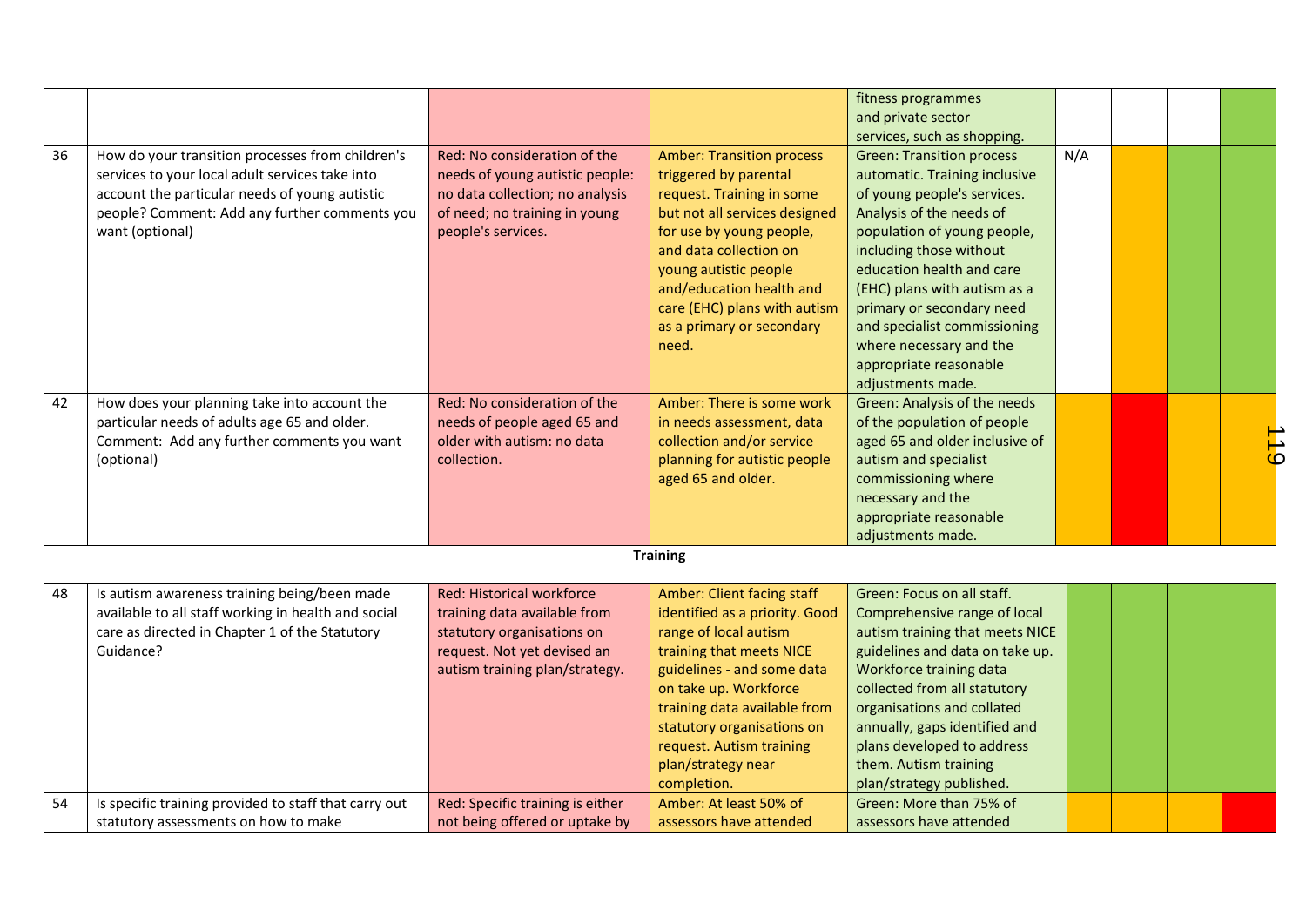| | | | | | | | | |
|---|---|---|---|---|---|---|---|---|
| | | | | fitness programmes and private sector services, such as shopping. | | | | |
| 36 | How do your transition processes from children's services to your local adult services take into account the particular needs of young autistic people? Comment: Add any further comments you want (optional) | Red: No consideration of the needs of young autistic people: no data collection; no analysis of need; no training in young people's services. | Amber: Transition process triggered by parental request. Training in some but not all services designed for use by young people, and data collection on young autistic people and/education health and care (EHC) plans with autism as a primary or secondary need. | Green: Transition process automatic. Training inclusive of young people's services. Analysis of the needs of population of young people, including those without education health and care (EHC) plans with autism as a primary or secondary need and specialist commissioning where necessary and the appropriate reasonable adjustments made. | N/A | | | |
| 42 | How does your planning take into account the particular needs of adults age 65 and older. Comment: Add any further comments you want (optional) | Red: No consideration of the needs of people aged 65 and older with autism: no data collection. | Amber: There is some work in needs assessment, data collection and/or service planning for autistic people aged 65 and older. | Green: Analysis of the needs of the population of people aged 65 and older inclusive of autism and specialist commissioning where necessary and the appropriate reasonable adjustments made. | | | | |
| | | | **Training** | | | | | |
| 48 | Is autism awareness training being/been made available to all staff working in health and social care as directed in Chapter 1 of the Statutory Guidance? | Red: Historical workforce training data available from statutory organisations on request. Not yet devised an autism training plan/strategy. | Amber: Client facing staff identified as a priority. Good range of local autism training that meets NICE guidelines - and some data on take up. Workforce training data available from statutory organisations on request. Autism training plan/strategy near completion. | Green: Focus on all staff. Comprehensive range of local autism training that meets NICE guidelines and data on take up. Workforce training data collected from all statutory organisations and collated annually, gaps identified and plans developed to address them. Autism training plan/strategy published. | | | | |
| 54 | Is specific training provided to staff that carry out statutory assessments on how to make | Red: Specific training is either not being offered or uptake by | Amber: At least 50% of assessors have attended | Green: More than 75% of assessors have attended | | | | |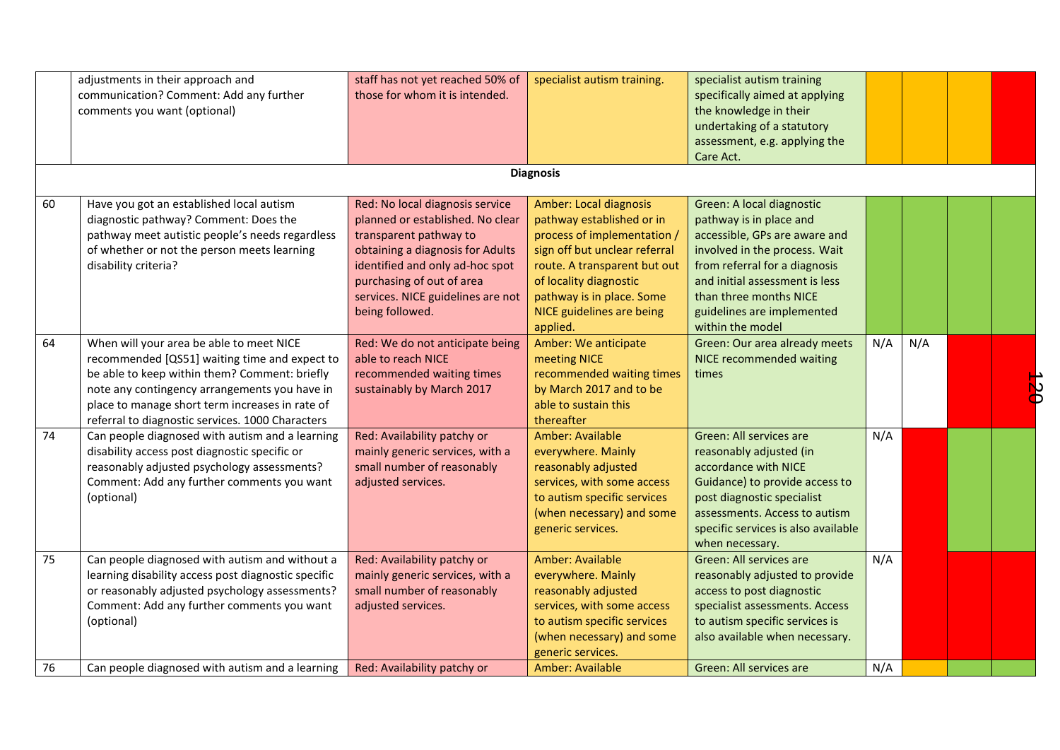| | | | | | | | | |
|---|---|---|---|---|---|---|---|---|
| | adjustments in their approach and communication? Comment: Add any further comments you want (optional) | staff has not yet reached 50% of those for whom it is intended. | specialist autism training. | specialist autism training specifically aimed at applying the knowledge in their undertaking of a statutory assessment, e.g. applying the Care Act. | | | | |
| | | | **Diagnosis** | | | | | |
| 60 | Have you got an established local autism diagnostic pathway? Comment: Does the pathway meet autistic people's needs regardless of whether or not the person meets learning disability criteria? | Red: No local diagnosis service planned or established. No clear transparent pathway to obtaining a diagnosis for Adults identified and only ad-hoc spot purchasing of out of area services. NICE guidelines are not being followed. | Amber: Local diagnosis pathway established or in process of implementation / sign off but unclear referral route. A transparent but out of locality diagnostic pathway is in place. Some NICE guidelines are being applied. | Green: A local diagnostic pathway is in place and accessible, GPs are aware and involved in the process. Wait from referral for a diagnosis and initial assessment is less than three months NICE guidelines are implemented within the model | | | | |
| 64 | When will your area be able to meet NICE recommended [QS51] waiting time and expect to be able to keep within them? Comment: briefly note any contingency arrangements you have in place to manage short term increases in rate of referral to diagnostic services. 1000 Characters | Red: We do not anticipate being able to reach NICE recommended waiting times sustainably by March 2017 | Amber: We anticipate meeting NICE recommended waiting times by March 2017 and to be able to sustain this thereafter | Green: Our area already meets NICE recommended waiting times | N/A | N/A | | |
| 74 | Can people diagnosed with autism and a learning disability access post diagnostic specific or reasonably adjusted psychology assessments? Comment: Add any further comments you want (optional) | Red: Availability patchy or mainly generic services, with a small number of reasonably adjusted services. | Amber: Available everywhere. Mainly reasonably adjusted services, with some access to autism specific services (when necessary) and some generic services. | Green: All services are reasonably adjusted (in accordance with NICE Guidance) to provide access to post diagnostic specialist assessments. Access to autism specific services is also available when necessary. | N/A | | | |
| 75 | Can people diagnosed with autism and without a learning disability access post diagnostic specific or reasonably adjusted psychology assessments? Comment: Add any further comments you want (optional) | Red: Availability patchy or mainly generic services, with a small number of reasonably adjusted services. | Amber: Available everywhere. Mainly reasonably adjusted services, with some access to autism specific services (when necessary) and some generic services. | Green: All services are reasonably adjusted to provide access to post diagnostic specialist assessments. Access to autism specific services is also available when necessary. | N/A | | | |
| 76 | Can people diagnosed with autism and a learning | Red: Availability patchy or | Amber: Available | Green: All services are | N/A | | | |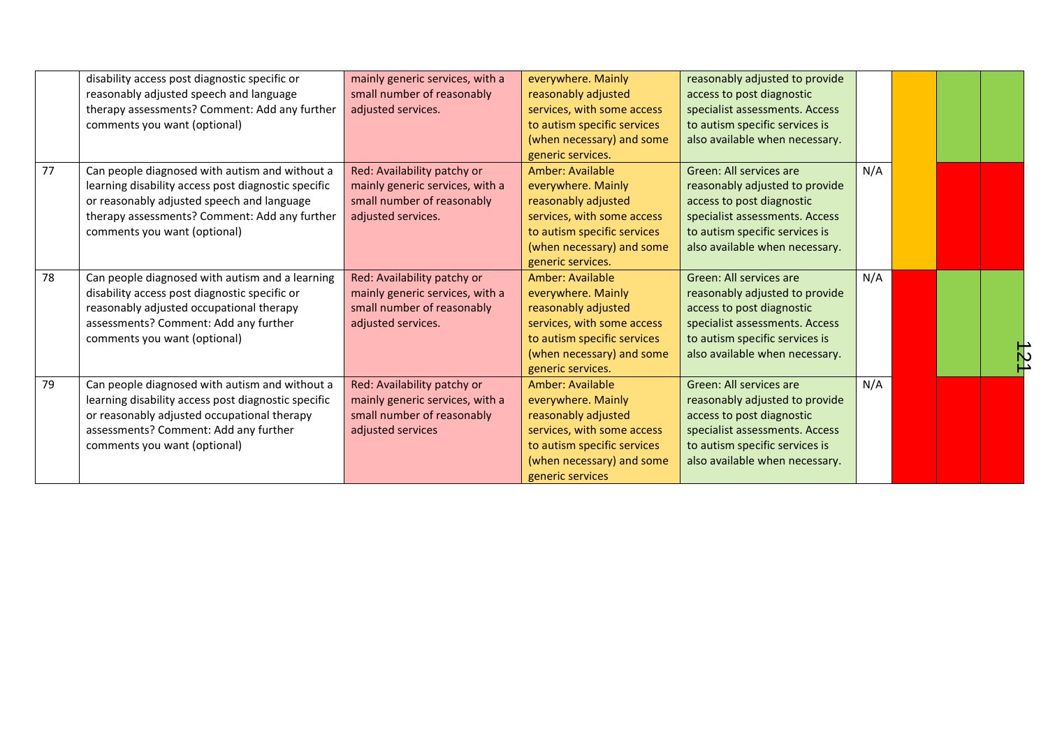|  |  |  |  |  |  |  |  |  |
|---|---|---|---|---|---|---|---|---|
|  | disability access post diagnostic specific or reasonably adjusted speech and language therapy assessments? Comment: Add any further comments you want (optional) | mainly generic services, with a small number of reasonably adjusted services. | everywhere. Mainly reasonably adjusted services, with some access to autism specific services (when necessary) and some generic services. | reasonably adjusted to provide access to post diagnostic specialist assessments. Access to autism specific services is also available when necessary. |  |  |  |  |
| 77 | Can people diagnosed with autism and without a learning disability access post diagnostic specific or reasonably adjusted speech and language therapy assessments? Comment: Add any further comments you want (optional) | Red: Availability patchy or mainly generic services, with a small number of reasonably adjusted services. | Amber: Available everywhere. Mainly reasonably adjusted services, with some access to autism specific services (when necessary) and some generic services. | Green: All services are reasonably adjusted to provide access to post diagnostic specialist assessments. Access to autism specific services is also available when necessary. | N/A |  |  |  |
| 78 | Can people diagnosed with autism and a learning disability access post diagnostic specific or reasonably adjusted occupational therapy assessments? Comment: Add any further comments you want (optional) | Red: Availability patchy or mainly generic services, with a small number of reasonably adjusted services. | Amber: Available everywhere. Mainly reasonably adjusted services, with some access to autism specific services (when necessary) and some generic services. | Green: All services are reasonably adjusted to provide access to post diagnostic specialist assessments. Access to autism specific services is also available when necessary. | N/A |  |  |  |
| 79 | Can people diagnosed with autism and without a learning disability access post diagnostic specific or reasonably adjusted occupational therapy assessments? Comment: Add any further comments you want (optional) | Red: Availability patchy or mainly generic services, with a small number of reasonably adjusted services | Amber: Available everywhere. Mainly reasonably adjusted services, with some access to autism specific services (when necessary) and some generic services | Green: All services are reasonably adjusted to provide access to post diagnostic specialist assessments. Access to autism specific services is also available when necessary. | N/A |  |  |  |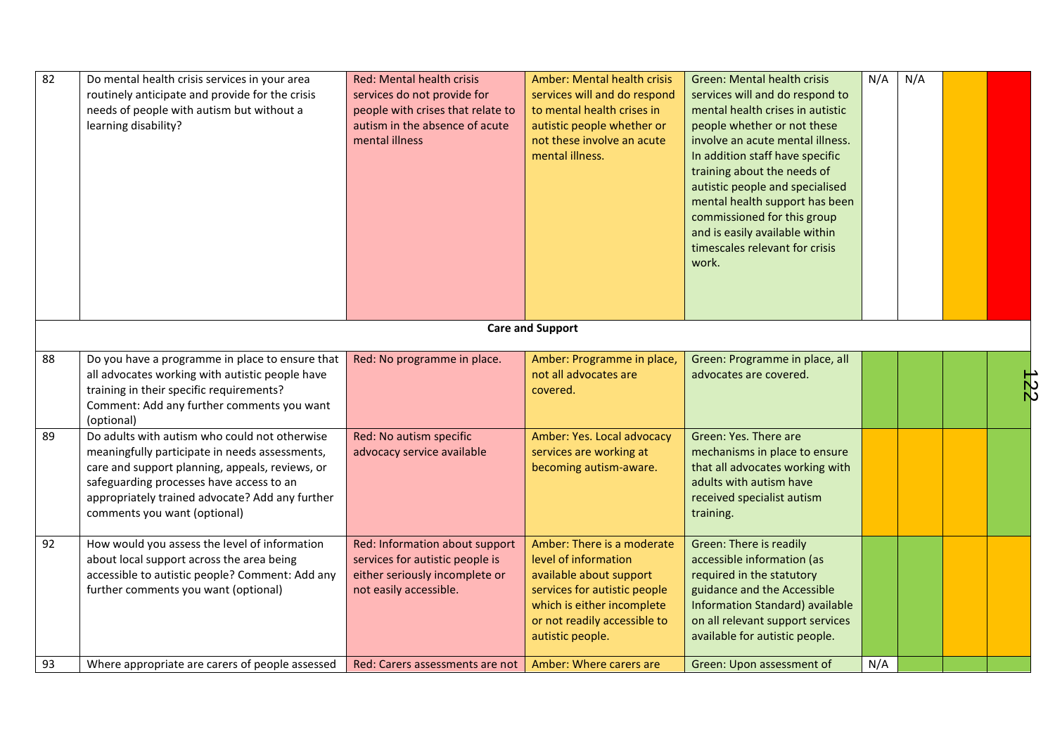| 82 | Do mental health crisis services in your area routinely anticipate and provide for the crisis needs of people with autism but without a learning disability? | Red: Mental health crisis services do not provide for people with crises that relate to autism in the absence of acute mental illness | Amber: Mental health crisis services will and do respond to mental health crises in autistic people whether or not these involve an acute mental illness. | Green: Mental health crisis services will and do respond to mental health crises in autistic people whether or not these involve an acute mental illness. In addition staff have specific training about the needs of autistic people and specialised mental health support has been commissioned for this group and is easily available within timescales relevant for crisis work. | N/A | N/A | | |
|---|---|---|---|---|---|---|---|---|
| | | | **Care and Support** | | | | | |
| 88 | Do you have a programme in place to ensure that all advocates working with autistic people have training in their specific requirements? Comment: Add any further comments you want (optional) | Red: No programme in place. | Amber: Programme in place, not all advocates are covered. | Green: Programme in place, all advocates are covered. | | | | |
| 89 | Do adults with autism who could not otherwise meaningfully participate in needs assessments, care and support planning, appeals, reviews, or safeguarding processes have access to an appropriately trained advocate? Add any further comments you want (optional) | Red: No autism specific advocacy service available | Amber: Yes. Local advocacy services are working at becoming autism-aware. | Green: Yes. There are mechanisms in place to ensure that all advocates working with adults with autism have received specialist autism training. | | | | |
| 92 | How would you assess the level of information about local support across the area being accessible to autistic people? Comment: Add any further comments you want (optional) | Red: Information about support services for autistic people is either seriously incomplete or not easily accessible. | Amber: There is a moderate level of information available about support services for autistic people which is either incomplete or not readily accessible to autistic people. | Green: There is readily accessible information (as required in the statutory guidance and the Accessible Information Standard) available on all relevant support services available for autistic people. | | | | |
| 93 | Where appropriate are carers of people assessed | Red: Carers assessments are not | Amber: Where carers are | Green: Upon assessment of | N/A | | | |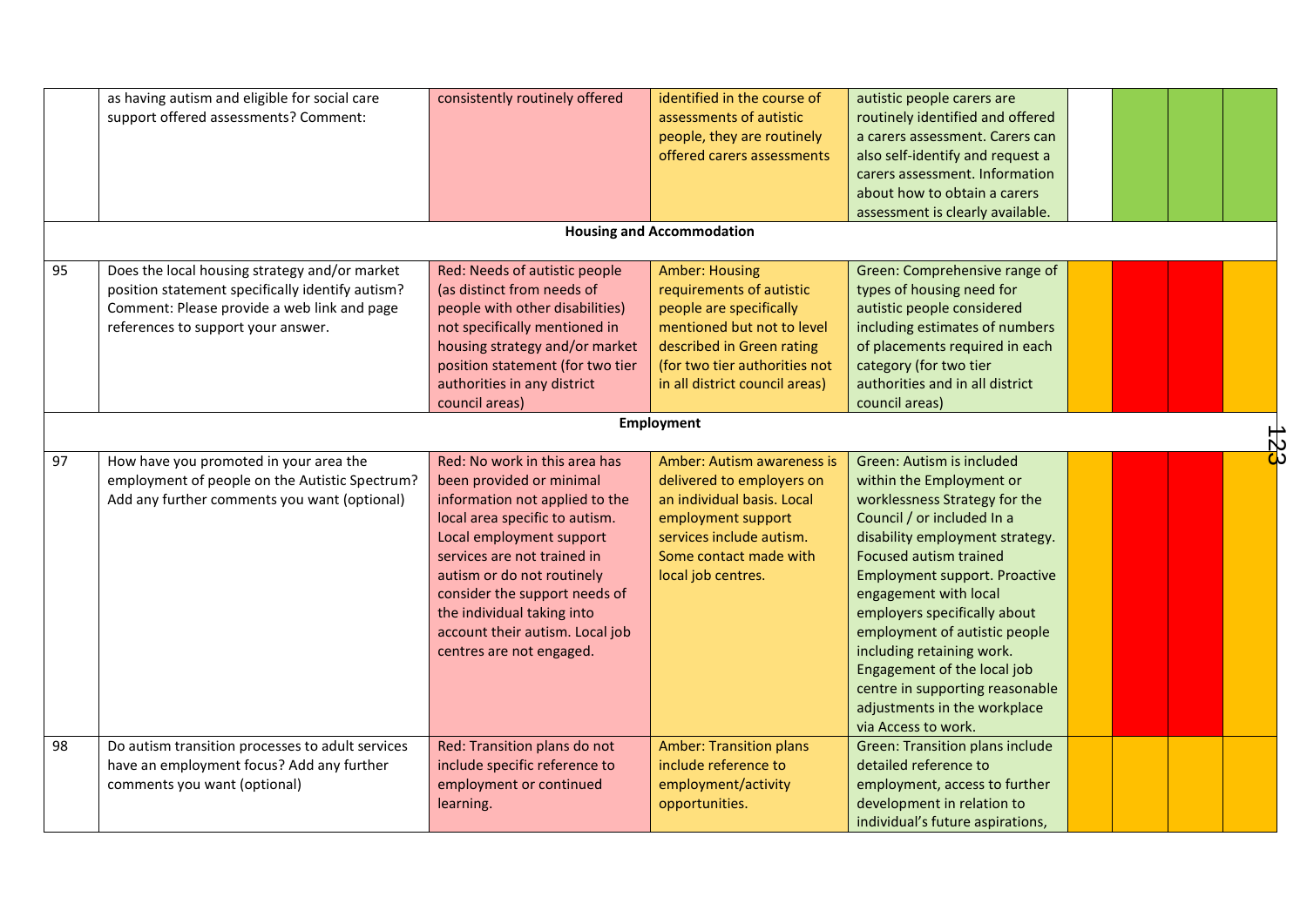|  |  |  |  |  |  |  |  |  |
|---|---|---|---|---|---|---|---|---|
|  | as having autism and eligible for social care support offered assessments? Comment: | consistently routinely offered | identified in the course of assessments of autistic people, they are routinely offered carers assessments | autistic people carers are routinely identified and offered a carers assessment. Carers can also self-identify and request a carers assessment. Information about how to obtain a carers assessment is clearly available. |  |  |  |  |
| **Housing and Accommodation** |  |  |  |  |  |  |  |  |
| 95 | Does the local housing strategy and/or market position statement specifically identify autism? Comment: Please provide a web link and page references to support your answer. | Red: Needs of autistic people (as distinct from needs of people with other disabilities) not specifically mentioned in housing strategy and/or market position statement (for two tier authorities in any district council areas) | Amber: Housing requirements of autistic people are specifically mentioned but not to level described in Green rating (for two tier authorities not in all district council areas) | Green: Comprehensive range of types of housing need for autistic people considered including estimates of numbers of placements required in each category (for two tier authorities and in all district council areas) |  |  |  |  |
| **Employment** |  |  |  |  |  |  |  |  |
| 97 | How have you promoted in your area the employment of people on the Autistic Spectrum? Add any further comments you want (optional) | Red: No work in this area has been provided or minimal information not applied to the local area specific to autism. Local employment support services are not trained in autism or do not routinely consider the support needs of the individual taking into account their autism. Local job centres are not engaged. | Amber: Autism awareness is delivered to employers on an individual basis. Local employment support services include autism. Some contact made with local job centres. | Green: Autism is included within the Employment or worklessness Strategy for the Council / or included In a disability employment strategy. Focused autism trained Employment support. Proactive engagement with local employers specifically about employment of autistic people including retaining work. Engagement of the local job centre in supporting reasonable adjustments in the workplace via Access to work. |  |  |  |  |
| 98 | Do autism transition processes to adult services have an employment focus? Add any further comments you want (optional) | Red: Transition plans do not include specific reference to employment or continued learning. | Amber: Transition plans include reference to employment/activity opportunities. | Green: Transition plans include detailed reference to employment, access to further development in relation to individual's future aspirations, |  |  |  |  |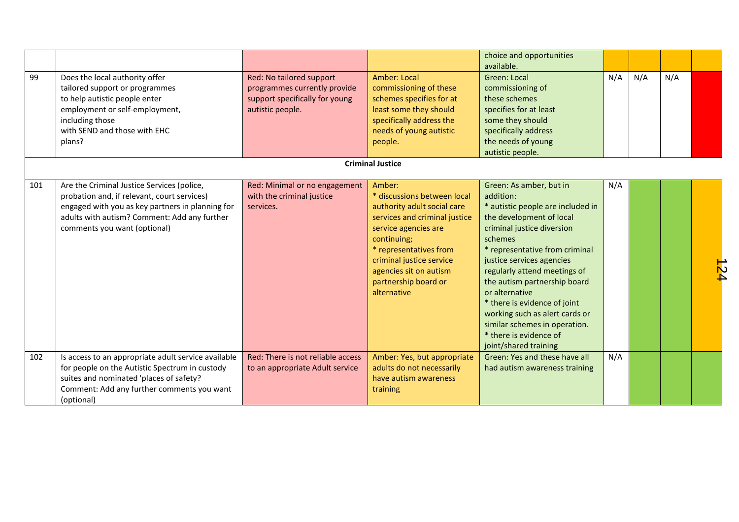| | | | | | | | | |
|---|---|---|---|---|---|---|---|---|
| | | | | choice and opportunities available. | | | | |
| 99 | Does the local authority offer tailored support or programmes to help autistic people enter employment or self-employment, including those with SEND and those with EHC plans? | Red: No tailored support programmes currently provide support specifically for young autistic people. | Amber: Local commissioning of these schemes specifies for at least some they should specifically address the needs of young autistic people. | Green: Local commissioning of these schemes specifies for at least some they should specifically address the needs of young autistic people. | N/A | N/A | N/A | |
| | | | **Criminal Justice** | | | | | |
| 101 | Are the Criminal Justice Services (police, probation and, if relevant, court services) engaged with you as key partners in planning for adults with autism? Comment: Add any further comments you want (optional) | Red: Minimal or no engagement with the criminal justice services. | Amber: * discussions between local authority adult social care services and criminal justice service agencies are continuing; * representatives from criminal justice service agencies sit on autism partnership board or alternative | Green: As amber, but in addition: * autistic people are included in the development of local criminal justice diversion schemes * representative from criminal justice services agencies regularly attend meetings of the autism partnership board or alternative * there is evidence of joint working such as alert cards or similar schemes in operation. * there is evidence of joint/shared training | N/A | | | |
| 102 | Is access to an appropriate adult service available for people on the Autistic Spectrum in custody suites and nominated 'places of safety? Comment: Add any further comments you want (optional) | Red: There is not reliable access to an appropriate Adult service | Amber: Yes, but appropriate adults do not necessarily have autism awareness training | Green: Yes and these have all had autism awareness training | N/A | | | |